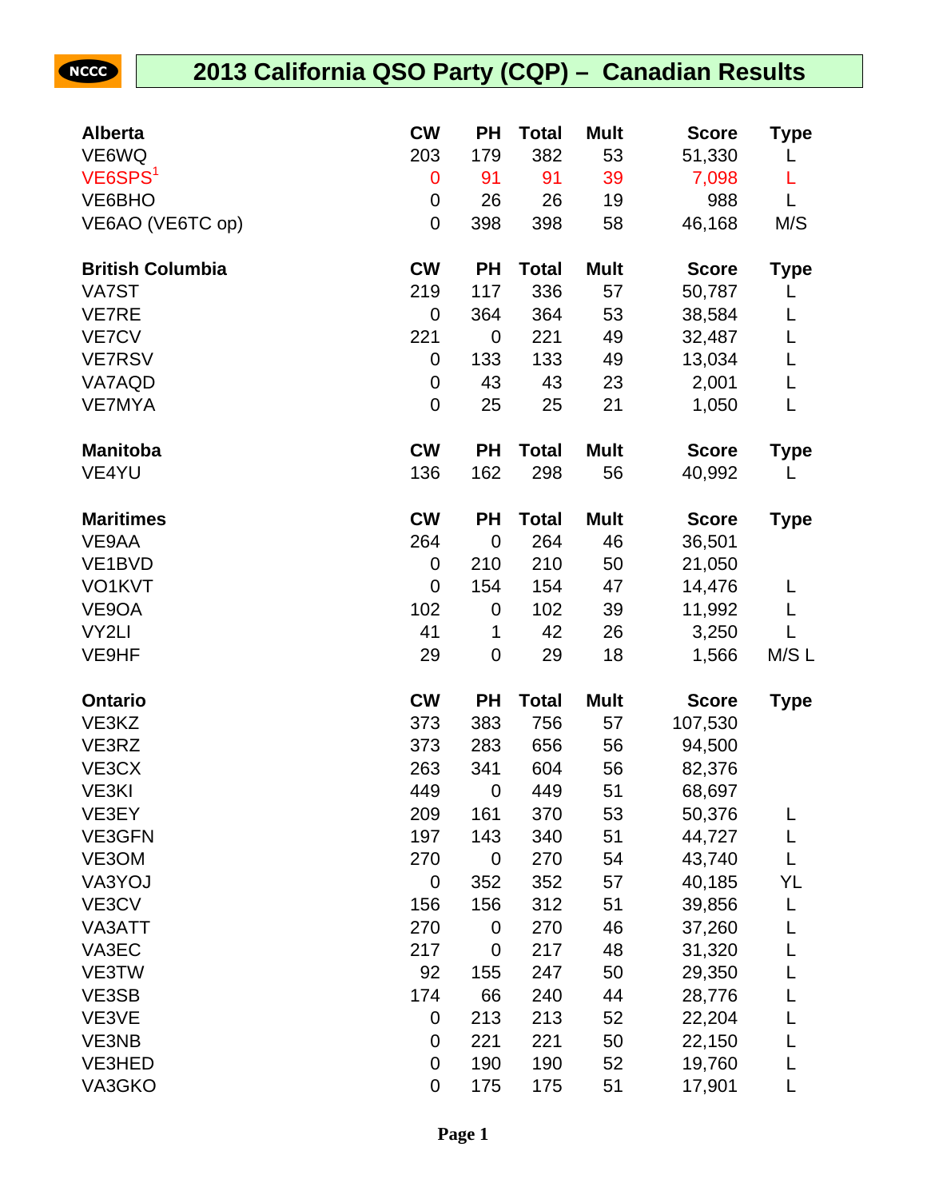NCCC

# 2013 California QSO Party (CQP) – Canadian Results

| Alberta | CW | PH | Total | Mult | Score | Type |
|---|---|---|---|---|---|---|
| VE6WQ | 203 | 179 | 382 | 53 | 51,330 | L |
| VE6SPS[1] | 0 | 91 | 91 | 39 | 7,098 | L |
| VE6BHO | 0 | 26 | 26 | 19 | 988 | L |
| VE6AO (VE6TC op) | 0 | 398 | 398 | 58 | 46,168 | M/S |

| British Columbia | CW | PH | Total | Mult | Score | Type |
|---|---|---|---|---|---|---|
| VA7ST | 219 | 117 | 336 | 57 | 50,787 | L |
| VE7RE | 0 | 364 | 364 | 53 | 38,584 | L |
| VE7CV | 221 | 0 | 221 | 49 | 32,487 | L |
| VE7RSV | 0 | 133 | 133 | 49 | 13,034 | L |
| VA7AQD | 0 | 43 | 43 | 23 | 2,001 | L |
| VE7MYA | 0 | 25 | 25 | 21 | 1,050 | L |

| Manitoba | CW | PH | Total | Mult | Score | Type |
|---|---|---|---|---|---|---|
| VE4YU | 136 | 162 | 298 | 56 | 40,992 | L |

| Maritimes | CW | PH | Total | Mult | Score | Type |
|---|---|---|---|---|---|---|
| VE9AA | 264 | 0 | 264 | 46 | 36,501 | |
| VE1BVD | 0 | 210 | 210 | 50 | 21,050 | |
| VO1KVT | 0 | 154 | 154 | 47 | 14,476 | L |
| VE9OA | 102 | 0 | 102 | 39 | 11,992 | L |
| VY2LI | 41 | 1 | 42 | 26 | 3,250 | L |
| VE9HF | 29 | 0 | 29 | 18 | 1,566 | M/S L |

| Ontario | CW | PH | Total | Mult | Score | Type |
|---|---|---|---|---|---|---|
| VE3KZ | 373 | 383 | 756 | 57 | 107,530 | |
| VE3RZ | 373 | 283 | 656 | 56 | 94,500 | |
| VE3CX | 263 | 341 | 604 | 56 | 82,376 | |
| VE3KI | 449 | 0 | 449 | 51 | 68,697 | |
| VE3EY | 209 | 161 | 370 | 53 | 50,376 | L |
| VE3GFN | 197 | 143 | 340 | 51 | 44,727 | L |
| VE3OM | 270 | 0 | 270 | 54 | 43,740 | L |
| VA3YOJ | 0 | 352 | 352 | 57 | 40,185 | YL |
| VE3CV | 156 | 156 | 312 | 51 | 39,856 | L |
| VA3ATT | 270 | 0 | 270 | 46 | 37,260 | L |
| VA3EC | 217 | 0 | 217 | 48 | 31,320 | L |
| VE3TW | 92 | 155 | 247 | 50 | 29,350 | L |
| VE3SB | 174 | 66 | 240 | 44 | 28,776 | L |
| VE3VE | 0 | 213 | 213 | 52 | 22,204 | L |
| VE3NB | 0 | 221 | 221 | 50 | 22,150 | L |
| VE3HED | 0 | 190 | 190 | 52 | 19,760 | L |
| VA3GKO | 0 | 175 | 175 | 51 | 17,901 | L |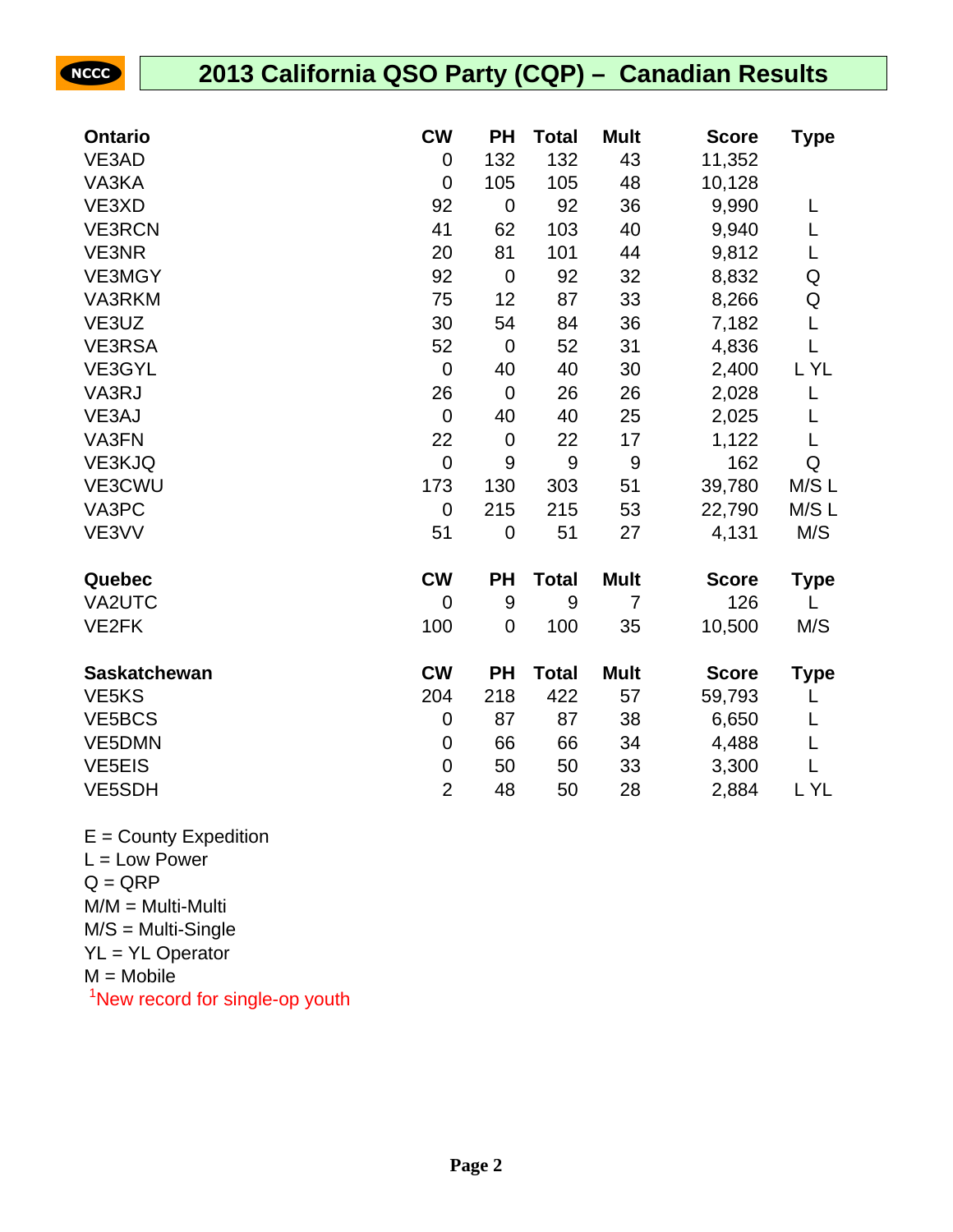# 2013 California QSO Party (CQP) – Canadian Results

| Ontario | CW | PH | Total | Mult | Score | Type |
|---|---|---|---|---|---|---|
| VE3AD | 0 | 132 | 132 | 43 | 11,352 | |
| VA3KA | 0 | 105 | 105 | 48 | 10,128 | |
| VE3XD | 92 | 0 | 92 | 36 | 9,990 | L |
| VE3RCN | 41 | 62 | 103 | 40 | 9,940 | L |
| VE3NR | 20 | 81 | 101 | 44 | 9,812 | L |
| VE3MGY | 92 | 0 | 92 | 32 | 8,832 | Q |
| VA3RKM | 75 | 12 | 87 | 33 | 8,266 | Q |
| VE3UZ | 30 | 54 | 84 | 36 | 7,182 | L |
| VE3RSA | 52 | 0 | 52 | 31 | 4,836 | L |
| VE3GYL | 0 | 40 | 40 | 30 | 2,400 | L YL |
| VA3RJ | 26 | 0 | 26 | 26 | 2,028 | L |
| VE3AJ | 0 | 40 | 40 | 25 | 2,025 | L |
| VA3FN | 22 | 0 | 22 | 17 | 1,122 | L |
| VE3KJQ | 0 | 9 | 9 | 9 | 162 | Q |
| VE3CWU | 173 | 130 | 303 | 51 | 39,780 | M/S L |
| VA3PC | 0 | 215 | 215 | 53 | 22,790 | M/S L |
| VE3VV | 51 | 0 | 51 | 27 | 4,131 | M/S |

| Quebec | CW | PH | Total | Mult | Score | Type |
|---|---|---|---|---|---|---|
| VA2UTC | 0 | 9 | 9 | 7 | 126 | L |
| VE2FK | 100 | 0 | 100 | 35 | 10,500 | M/S |

| Saskatchewan | CW | PH | Total | Mult | Score | Type |
|---|---|---|---|---|---|---|
| VE5KS | 204 | 218 | 422 | 57 | 59,793 | L |
| VE5BCS | 0 | 87 | 87 | 38 | 6,650 | L |
| VE5DMN | 0 | 66 | 66 | 34 | 4,488 | L |
| VE5EIS | 0 | 50 | 50 | 33 | 3,300 | L |
| VE5SDH | 2 | 48 | 50 | 28 | 2,884 | L YL |

E = County Expedition
L = Low Power
Q = QRP
M/M = Multi-Multi
M/S = Multi-Single
YL = YL Operator
M = Mobile
[1]New record for single-op youth